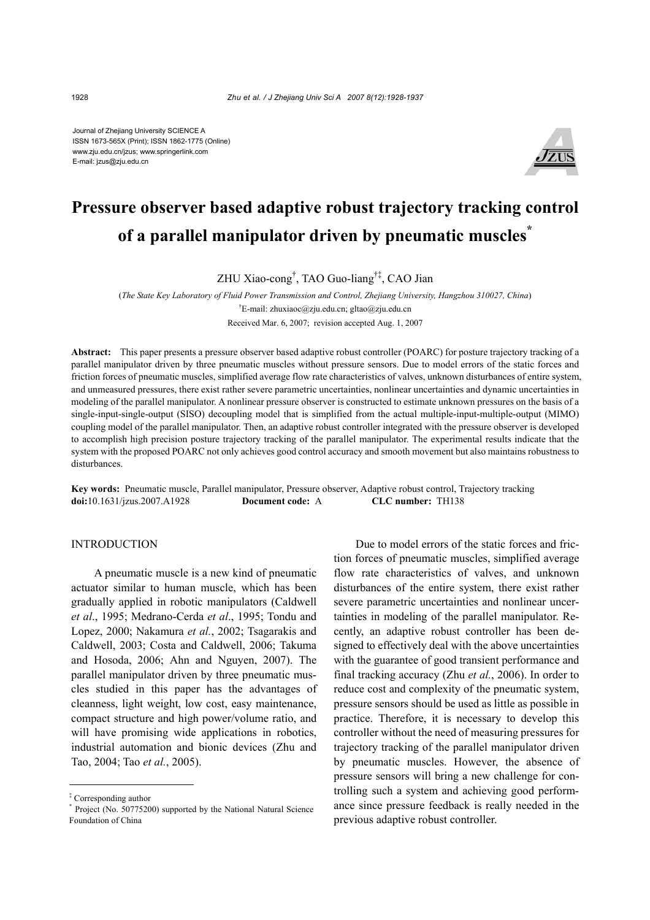Journal of Zhejiang University SCIENCE A
ISSN 1673-565X (Print); ISSN 1862-1775 (Online)
www.zju.edu.cn/jzus; www.springerlink.com
E-mail: jzus@zju.edu.cn

# Pressure observer based adaptive robust trajectory tracking control of a parallel manipulator driven by pneumatic muscles*

ZHU Xiao-cong†, TAO Guo-liang†‡, CAO Jian

(*The State Key Laboratory of Fluid Power Transmission and Control, Zhejiang University, Hangzhou 310027, China*)

†E-mail: zhuxiaoc@zju.edu.cn; gltao@zju.edu.cn

Received Mar. 6, 2007; revision accepted Aug. 1, 2007

**Abstract:** This paper presents a pressure observer based adaptive robust controller (POARC) for posture trajectory tracking of a parallel manipulator driven by three pneumatic muscles without pressure sensors. Due to model errors of the static forces and friction forces of pneumatic muscles, simplified average flow rate characteristics of valves, unknown disturbances of entire system, and unmeasured pressures, there exist rather severe parametric uncertainties, nonlinear uncertainties and dynamic uncertainties in modeling of the parallel manipulator. A nonlinear pressure observer is constructed to estimate unknown pressures on the basis of a single-input-single-output (SISO) decoupling model that is simplified from the actual multiple-input-multiple-output (MIMO) coupling model of the parallel manipulator. Then, an adaptive robust controller integrated with the pressure observer is developed to accomplish high precision posture trajectory tracking of the parallel manipulator. The experimental results indicate that the system with the proposed POARC not only achieves good control accuracy and smooth movement but also maintains robustness to disturbances.

**Key words:** Pneumatic muscle, Parallel manipulator, Pressure observer, Adaptive robust control, Trajectory tracking
**doi:**10.1631/jzus.2007.A1928 **Document code:** A **CLC number:** TH138

## INTRODUCTION

A pneumatic muscle is a new kind of pneumatic actuator similar to human muscle, which has been gradually applied in robotic manipulators (Caldwell *et al*., 1995; Medrano-Cerda *et al*., 1995; Tondu and Lopez, 2000; Nakamura *et al.*, 2002; Tsagarakis and Caldwell, 2003; Costa and Caldwell, 2006; Takuma and Hosoda, 2006; Ahn and Nguyen, 2007). The parallel manipulator driven by three pneumatic muscles studied in this paper has the advantages of cleanness, light weight, low cost, easy maintenance, compact structure and high power/volume ratio, and will have promising wide applications in robotics, industrial automation and bionic devices (Zhu and Tao, 2004; Tao *et al.*, 2005).

Due to model errors of the static forces and friction forces of pneumatic muscles, simplified average flow rate characteristics of valves, and unknown disturbances of the entire system, there exist rather severe parametric uncertainties and nonlinear uncertainties in modeling of the parallel manipulator. Recently, an adaptive robust controller has been designed to effectively deal with the above uncertainties with the guarantee of good transient performance and final tracking accuracy (Zhu *et al.*, 2006). In order to reduce cost and complexity of the pneumatic system, pressure sensors should be used as little as possible in practice. Therefore, it is necessary to develop this controller without the need of measuring pressures for trajectory tracking of the parallel manipulator driven by pneumatic muscles. However, the absence of pressure sensors will bring a new challenge for controlling such a system and achieving good performance since pressure feedback is really needed in the previous adaptive robust controller.

‡ Corresponding author
* Project (No. 50775200) supported by the National Natural Science Foundation of China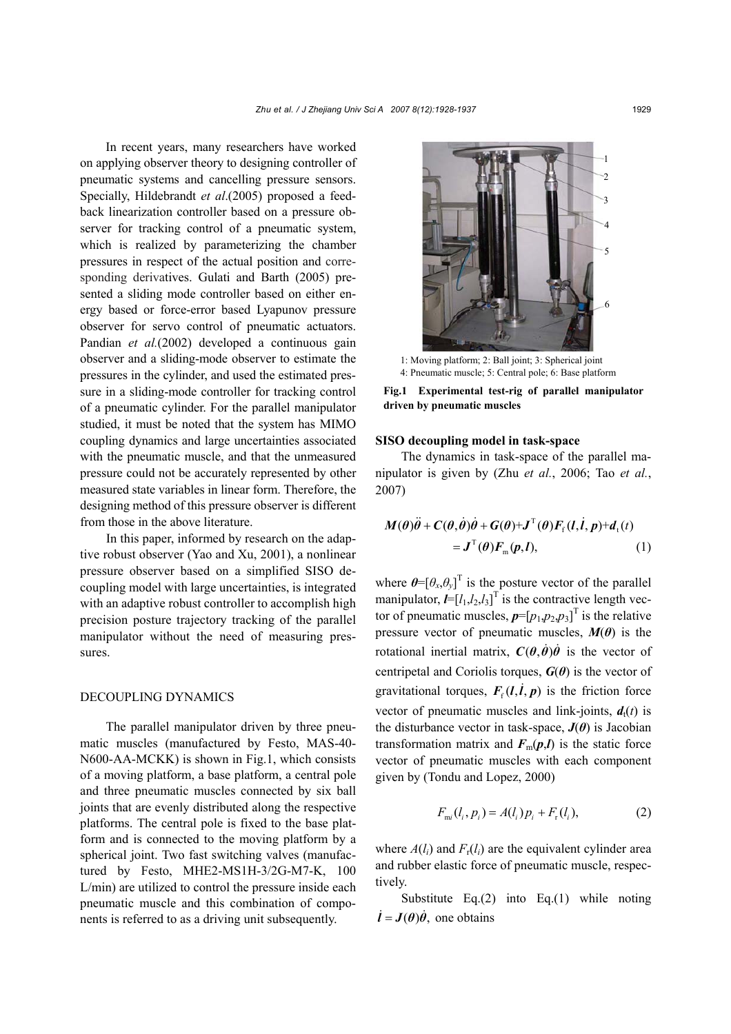In recent years, many researchers have worked on applying observer theory to designing controller of pneumatic systems and cancelling pressure sensors. Specially, Hildebrandt *et al.*(2005) proposed a feedback linearization controller based on a pressure observer for tracking control of a pneumatic system, which is realized by parameterizing the chamber pressures in respect of the actual position and corresponding derivatives. Gulati and Barth (2005) presented a sliding mode controller based on either energy based or force-error based Lyapunov pressure observer for servo control of pneumatic actuators. Pandian *et al.*(2002) developed a continuous gain observer and a sliding-mode observer to estimate the pressures in the cylinder, and used the estimated pressure in a sliding-mode controller for tracking control of a pneumatic cylinder. For the parallel manipulator studied, it must be noted that the system has MIMO coupling dynamics and large uncertainties associated with the pneumatic muscle, and that the unmeasured pressure could not be accurately represented by other measured state variables in linear form. Therefore, the designing method of this pressure observer is different from those in the above literature.

In this paper, informed by research on the adaptive robust observer (Yao and Xu, 2001), a nonlinear pressure observer based on a simplified SISO decoupling model with large uncertainties, is integrated with an adaptive robust controller to accomplish high precision posture trajectory tracking of the parallel manipulator without the need of measuring pressures.

## DECOUPLING DYNAMICS

The parallel manipulator driven by three pneumatic muscles (manufactured by Festo, MAS-40-N600-AA-MCKK) is shown in Fig.1, which consists of a moving platform, a base platform, a central pole and three pneumatic muscles connected by six ball joints that are evenly distributed along the respective platforms. The central pole is fixed to the base platform and is connected to the moving platform by a spherical joint. Two fast switching valves (manufactured by Festo, MHE2-MS1H-3/2G-M7-K, 100 L/min) are utilized to control the pressure inside each pneumatic muscle and this combination of components is referred to as a driving unit subsequently.

1: Moving platform; 2: Ball joint; 3: Spherical joint
4: Pneumatic muscle; 5: Central pole; 6: Base platform

**Fig.1 Experimental test-rig of parallel manipulator driven by pneumatic muscles**

### SISO decoupling model in task-space

The dynamics in task-space of the parallel manipulator is given by (Zhu *et al.*, 2006; Tao *et al.*, 2007)

$$\boldsymbol{M}(\boldsymbol{\theta})\ddot{\boldsymbol{\theta}}+\boldsymbol{C}(\boldsymbol{\theta},\dot{\boldsymbol{\theta}})\dot{\boldsymbol{\theta}}+\boldsymbol{G}(\boldsymbol{\theta})+\boldsymbol{J}^{\mathrm{T}}(\boldsymbol{\theta})\boldsymbol{F}_{\mathrm{f}}(\boldsymbol{l},\dot{\boldsymbol{l}},\boldsymbol{p})+\boldsymbol{d}_{\mathrm{t}}(t)=\boldsymbol{J}^{\mathrm{T}}(\boldsymbol{\theta})\boldsymbol{F}_{\mathrm{m}}(\boldsymbol{p},\boldsymbol{l}),\quad(1)$$

where $\boldsymbol{\theta}=[\theta_x,\theta_y]^{\mathrm{T}}$ is the posture vector of the parallel manipulator, $\boldsymbol{l}=[l_1,l_2,l_3]^{\mathrm{T}}$ is the contractive length vector of pneumatic muscles, $\boldsymbol{p}=[p_1,p_2,p_3]^{\mathrm{T}}$ is the relative pressure vector of pneumatic muscles, $\boldsymbol{M}(\boldsymbol{\theta})$ is the rotational inertial matrix, $\boldsymbol{C}(\boldsymbol{\theta},\dot{\boldsymbol{\theta}})\dot{\boldsymbol{\theta}}$ is the vector of centripetal and Coriolis torques, $\boldsymbol{G}(\boldsymbol{\theta})$ is the vector of gravitational torques, $\boldsymbol{F}_{\mathrm{f}}(\boldsymbol{l},\dot{\boldsymbol{l}},\boldsymbol{p})$ is the friction force vector of pneumatic muscles and link-joints, $\boldsymbol{d}_{\mathrm{t}}(t)$ is the disturbance vector in task-space, $\boldsymbol{J}(\boldsymbol{\theta})$ is Jacobian transformation matrix and $\boldsymbol{F}_{\mathrm{m}}(\boldsymbol{p},\boldsymbol{l})$ is the static force vector of pneumatic muscles with each component given by (Tondu and Lopez, 2000)

$$F_{\mathrm{m}i}(l_i,p_i)=A(l_i)p_i+F_{\mathrm{r}}(l_i),\quad(2)$$

where $A(l_i)$ and $F_{\mathrm{r}}(l_i)$ are the equivalent cylinder area and rubber elastic force of pneumatic muscle, respectively.

Substitute Eq.(2) into Eq.(1) while noting $\dot{\boldsymbol{l}}=\boldsymbol{J}(\boldsymbol{\theta})\dot{\boldsymbol{\theta}}$, one obtains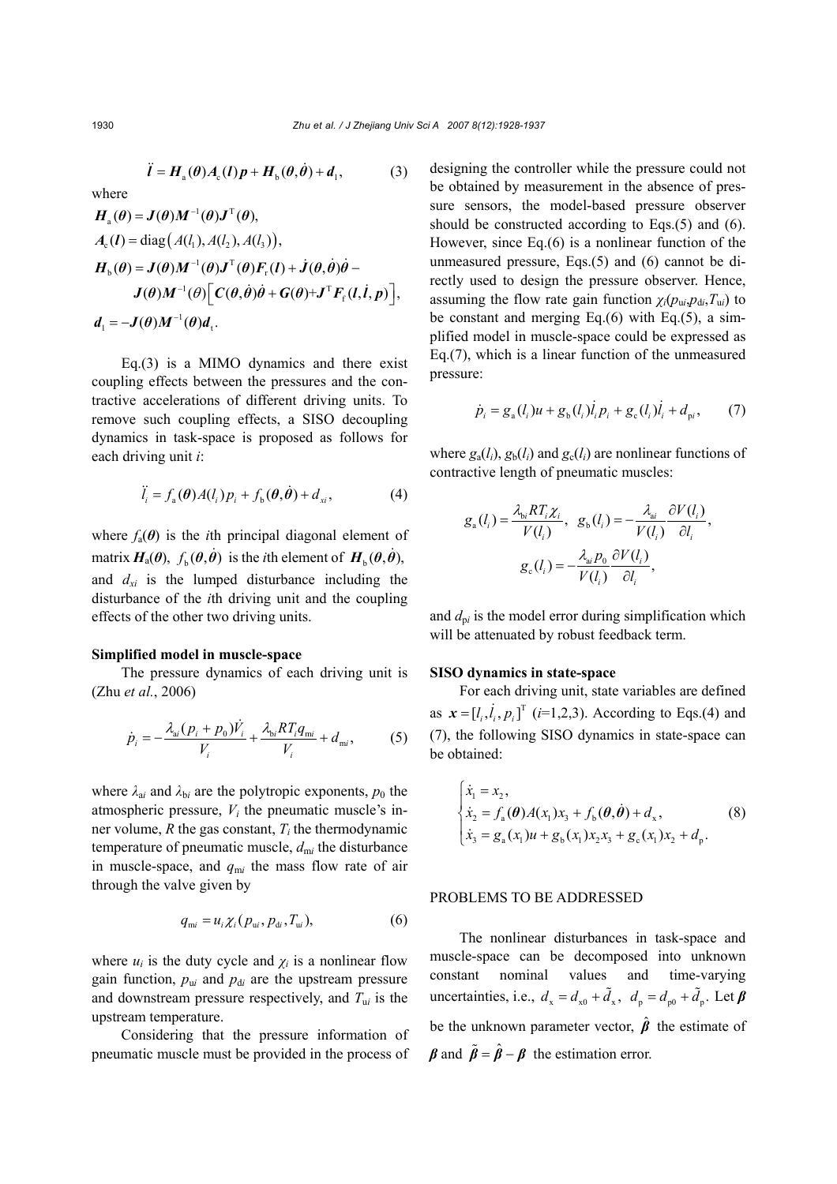$$\ddot{\boldsymbol{l}} = \boldsymbol{H}_{\mathrm{a}}(\boldsymbol{\theta})\boldsymbol{A}_{\mathrm{c}}(\boldsymbol{l})\boldsymbol{p} + \boldsymbol{H}_{\mathrm{b}}(\boldsymbol{\theta},\dot{\boldsymbol{\theta}}) + \boldsymbol{d}_1, \tag{3}$$

where

$$\boldsymbol{H}_{\mathrm{a}}(\boldsymbol{\theta}) = \boldsymbol{J}(\boldsymbol{\theta})\boldsymbol{M}^{-1}(\boldsymbol{\theta})\boldsymbol{J}^{\mathrm{T}}(\boldsymbol{\theta}),$$

$$\boldsymbol{A}_{\mathrm{c}}(\boldsymbol{l}) = \mathrm{diag}\left(A(l_1), A(l_2), A(l_3)\right),$$

$$\boldsymbol{H}_{\mathrm{b}}(\boldsymbol{\theta}) = \boldsymbol{J}(\boldsymbol{\theta})\boldsymbol{M}^{-1}(\boldsymbol{\theta})\boldsymbol{J}^{\mathrm{T}}(\boldsymbol{\theta})\boldsymbol{F}_{\mathrm{r}}(\boldsymbol{l}) + \dot{\boldsymbol{J}}(\boldsymbol{\theta},\dot{\boldsymbol{\theta}})\dot{\boldsymbol{\theta}} - \boldsymbol{J}(\boldsymbol{\theta})\boldsymbol{M}^{-1}(\theta)\left[\boldsymbol{C}(\boldsymbol{\theta},\dot{\boldsymbol{\theta}})\dot{\boldsymbol{\theta}} + \boldsymbol{G}(\boldsymbol{\theta}) + \boldsymbol{J}^{\mathrm{T}}\boldsymbol{F}_{\mathrm{f}}(\boldsymbol{l},\dot{\boldsymbol{l}},\boldsymbol{p})\right],$$

$$\boldsymbol{d}_1 = -\boldsymbol{J}(\boldsymbol{\theta})\boldsymbol{M}^{-1}(\boldsymbol{\theta})\boldsymbol{d}_{\mathrm{t}}.$$

Eq.(3) is a MIMO dynamics and there exist coupling effects between the pressures and the contractive accelerations of different driving units. To remove such coupling effects, a SISO decoupling dynamics in task-space is proposed as follows for each driving unit $i$:

$$\ddot{l}_i = f_{\mathrm{a}}(\boldsymbol{\theta})A(l_i)p_i + f_{\mathrm{b}}(\boldsymbol{\theta},\dot{\boldsymbol{\theta}}) + d_{xi}, \tag{4}$$

where $f_{\mathrm{a}}(\boldsymbol{\theta})$ is the $i$th principal diagonal element of matrix $\boldsymbol{H}_{\mathrm{a}}(\boldsymbol{\theta})$, $f_{\mathrm{b}}(\boldsymbol{\theta},\dot{\boldsymbol{\theta}})$ is the $i$th element of $\boldsymbol{H}_{\mathrm{b}}(\boldsymbol{\theta},\dot{\boldsymbol{\theta}})$, and $d_{xi}$ is the lumped disturbance including the disturbance of the $i$th driving unit and the coupling effects of the other two driving units.

**Simplified model in muscle-space**

The pressure dynamics of each driving unit is (Zhu *et al.*, 2006)

$$\dot{p}_i = -\frac{\lambda_{\mathrm{a}i}(p_i + p_0)\dot{V}_i}{V_i} + \frac{\lambda_{\mathrm{b}i}RT_i q_{\mathrm{m}i}}{V_i} + d_{\mathrm{m}i}, \tag{5}$$

where $\lambda_{\mathrm{a}i}$ and $\lambda_{\mathrm{b}i}$ are the polytropic exponents, $p_0$ the atmospheric pressure, $V_i$ the pneumatic muscle's inner volume, $R$ the gas constant, $T_i$ the thermodynamic temperature of pneumatic muscle, $d_{\mathrm{m}i}$ the disturbance in muscle-space, and $q_{\mathrm{m}i}$ the mass flow rate of air through the valve given by

$$q_{\mathrm{m}i} = u_i \chi_i(p_{\mathrm{u}i}, p_{\mathrm{d}i}, T_{\mathrm{u}i}), \tag{6}$$

where $u_i$ is the duty cycle and $\chi_i$ is a nonlinear flow gain function, $p_{\mathrm{u}i}$ and $p_{\mathrm{d}i}$ are the upstream pressure and downstream pressure respectively, and $T_{\mathrm{u}i}$ is the upstream temperature.

Considering that the pressure information of pneumatic muscle must be provided in the process of designing the controller while the pressure could not be obtained by measurement in the absence of pressure sensors, the model-based pressure observer should be constructed according to Eqs.(5) and (6). However, since Eq.(6) is a nonlinear function of the unmeasured pressure, Eqs.(5) and (6) cannot be directly used to design the pressure observer. Hence, assuming the flow rate gain function $\chi_i(p_{\mathrm{u}i},p_{\mathrm{d}i},T_{\mathrm{u}i})$ to be constant and merging Eq.(6) with Eq.(5), a simplified model in muscle-space could be expressed as Eq.(7), which is a linear function of the unmeasured pressure:

$$\dot{p}_i = g_{\mathrm{a}}(l_i)u + g_{\mathrm{b}}(l_i)\dot{l}_i p_i + g_{\mathrm{c}}(l_i)\dot{l}_i + d_{\mathrm{p}i}, \tag{7}$$

where $g_{\mathrm{a}}(l_i)$, $g_{\mathrm{b}}(l_i)$ and $g_{\mathrm{c}}(l_i)$ are nonlinear functions of contractive length of pneumatic muscles:

$$g_{\mathrm{a}}(l_i) = \frac{\lambda_{\mathrm{b}i}RT_i\chi_i}{V(l_i)},\quad g_{\mathrm{b}}(l_i) = -\frac{\lambda_{\mathrm{a}i}}{V(l_i)}\frac{\partial V(l_i)}{\partial l_i},$$

$$g_{\mathrm{c}}(l_i) = -\frac{\lambda_{\mathrm{a}i}p_0}{V(l_i)}\frac{\partial V(l_i)}{\partial l_i},$$

and $d_{\mathrm{p}i}$ is the model error during simplification which will be attenuated by robust feedback term.

**SISO dynamics in state-space**

For each driving unit, state variables are defined as $\boldsymbol{x} = [l_i, \dot{l}_i, p_i]^{\mathrm{T}}$ ($i$=1,2,3). According to Eqs.(4) and (7), the following SISO dynamics in state-space can be obtained:

$$\begin{cases} \dot{x}_1 = x_2, \\ \dot{x}_2 = f_{\mathrm{a}}(\boldsymbol{\theta})A(x_1)x_3 + f_{\mathrm{b}}(\boldsymbol{\theta},\dot{\boldsymbol{\theta}}) + d_{\mathrm{x}}, \\ \dot{x}_3 = g_{\mathrm{a}}(x_1)u + g_{\mathrm{b}}(x_1)x_2x_3 + g_{\mathrm{c}}(x_1)x_2 + d_{\mathrm{p}}. \end{cases} \tag{8}$$

## PROBLEMS TO BE ADDRESSED

The nonlinear disturbances in task-space and muscle-space can be decomposed into unknown constant nominal values and time-varying uncertainties, i.e., $d_{\mathrm{x}} = d_{\mathrm{x}0} + \tilde{d}_{\mathrm{x}}$, $d_{\mathrm{p}} = d_{\mathrm{p}0} + \tilde{d}_{\mathrm{p}}$. Let $\boldsymbol{\beta}$ be the unknown parameter vector, $\hat{\boldsymbol{\beta}}$ the estimate of $\boldsymbol{\beta}$ and $\tilde{\boldsymbol{\beta}} = \hat{\boldsymbol{\beta}} - \boldsymbol{\beta}$ the estimation error.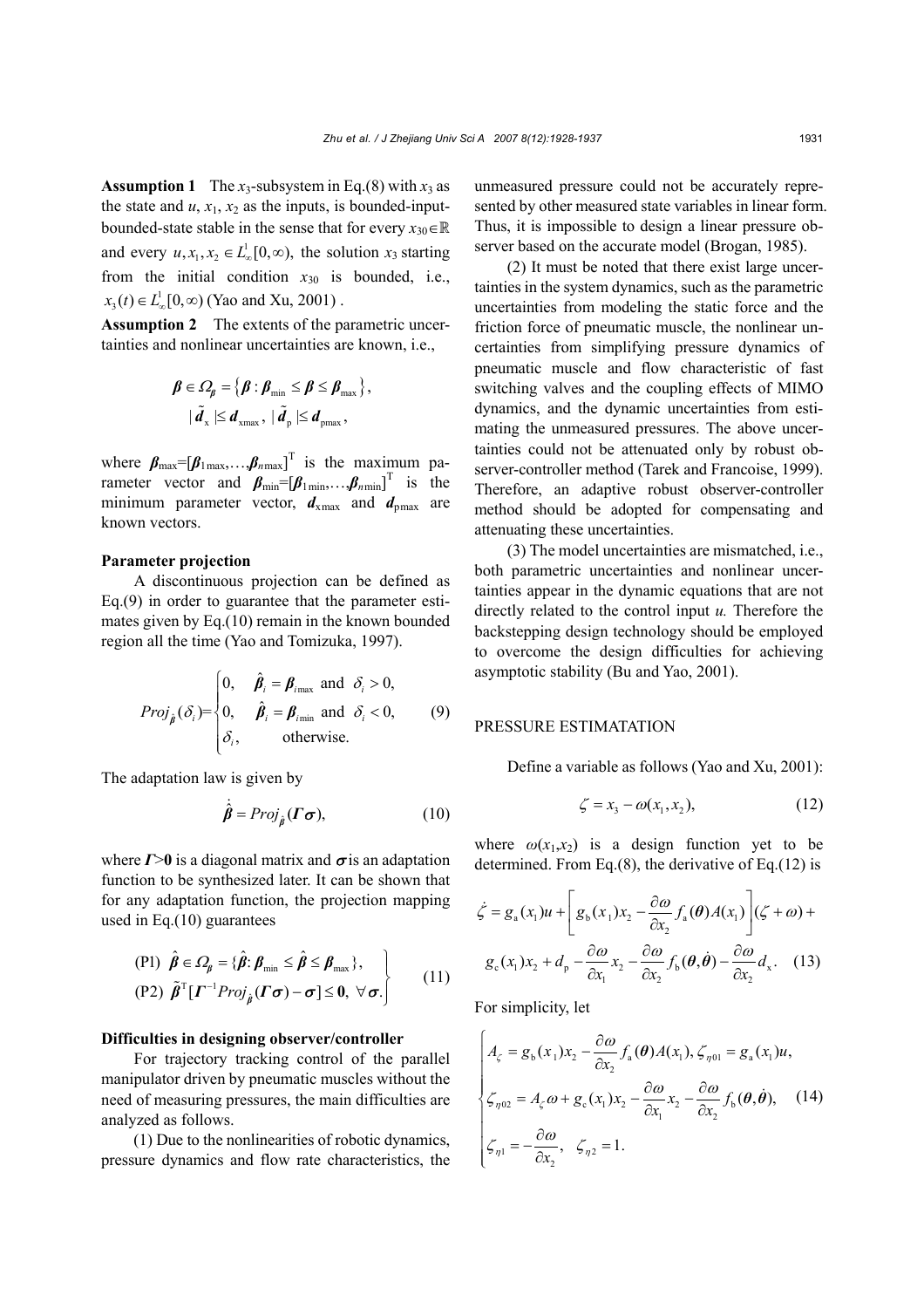**Assumption 1** The $x_3$-subsystem in Eq.(8) with $x_3$ as the state and $u$, $x_1$, $x_2$ as the inputs, is bounded-input-bounded-state stable in the sense that for every $x_{30}\in\mathbb{R}$ and every $u, x_1, x_2 \in L_\infty^1[0,\infty)$, the solution $x_3$ starting from the initial condition $x_{30}$ is bounded, i.e., $x_3(t)\in L_\infty^1[0,\infty)$ (Yao and Xu, 2001) .

**Assumption 2** The extents of the parametric uncertainties and nonlinear uncertainties are known, i.e.,

$$\boldsymbol{\beta}\in\Omega_{\boldsymbol{\beta}}=\left\{\boldsymbol{\beta}:\boldsymbol{\beta}_{\min}\le\boldsymbol{\beta}\le\boldsymbol{\beta}_{\max}\right\},$$
$$|\tilde{\boldsymbol{d}}_{\mathrm{x}}|\le \boldsymbol{d}_{\mathrm{xmax}},\ |\tilde{\boldsymbol{d}}_{\mathrm{p}}|\le \boldsymbol{d}_{\mathrm{pmax}},$$

where $\boldsymbol{\beta}_{\max}=[\boldsymbol{\beta}_{1\max},\ldots,\boldsymbol{\beta}_{n\max}]^{\mathrm{T}}$ is the maximum parameter vector and $\boldsymbol{\beta}_{\min}=[\boldsymbol{\beta}_{1\min},\ldots,\boldsymbol{\beta}_{n\min}]^{\mathrm{T}}$ is the minimum parameter vector, $\boldsymbol{d}_{\mathrm{xmax}}$ and $\boldsymbol{d}_{\mathrm{pmax}}$ are known vectors.

**Parameter projection**

A discontinuous projection can be defined as Eq.(9) in order to guarantee that the parameter estimates given by Eq.(10) remain in the known bounded region all the time (Yao and Tomizuka, 1997).

$$Proj_{\hat{\boldsymbol{\beta}}}(\delta_i)=\begin{cases}0, & \hat{\boldsymbol{\beta}}_i=\boldsymbol{\beta}_{i\max}\ \text{and}\ \delta_i>0,\\ 0, & \hat{\boldsymbol{\beta}}_i=\boldsymbol{\beta}_{i\min}\ \text{and}\ \delta_i<0,\\ \delta_i, & \text{otherwise.}\end{cases}\tag{9}$$

The adaptation law is given by

$$\dot{\hat{\boldsymbol{\beta}}}=Proj_{\hat{\boldsymbol{\beta}}}(\boldsymbol{\Gamma}\boldsymbol{\sigma}),\tag{10}$$

where $\boldsymbol{\Gamma}>\boldsymbol{0}$ is a diagonal matrix and $\boldsymbol{\sigma}$ is an adaptation function to be synthesized later. It can be shown that for any adaptation function, the projection mapping used in Eq.(10) guarantees

$$\begin{aligned}&(\text{P1})\ \hat{\boldsymbol{\beta}}\in\Omega_{\boldsymbol{\beta}}=\{\hat{\boldsymbol{\beta}}:\boldsymbol{\beta}_{\min}\le\hat{\boldsymbol{\beta}}\le\boldsymbol{\beta}_{\max}\},\\ &(\text{P2})\ \tilde{\boldsymbol{\beta}}^{\mathrm{T}}[\boldsymbol{\Gamma}^{-1}Proj_{\hat{\boldsymbol{\beta}}}(\boldsymbol{\Gamma}\boldsymbol{\sigma})-\boldsymbol{\sigma}]\le\boldsymbol{0},\ \forall\boldsymbol{\sigma}.\end{aligned}\tag{11}$$

**Difficulties in designing observer/controller**

For trajectory tracking control of the parallel manipulator driven by pneumatic muscles without the need of measuring pressures, the main difficulties are analyzed as follows.

(1) Due to the nonlinearities of robotic dynamics, pressure dynamics and flow rate characteristics, the unmeasured pressure could not be accurately represented by other measured state variables in linear form. Thus, it is impossible to design a linear pressure observer based on the accurate model (Brogan, 1985).

(2) It must be noted that there exist large uncertainties in the system dynamics, such as the parametric uncertainties from modeling the static force and the friction force of pneumatic muscle, the nonlinear uncertainties from simplifying pressure dynamics of pneumatic muscle and flow characteristic of fast switching valves and the coupling effects of MIMO dynamics, and the dynamic uncertainties from estimating the unmeasured pressures. The above uncertainties could not be attenuated only by robust observer-controller method (Tarek and Francoise, 1999). Therefore, an adaptive robust observer-controller method should be adopted for compensating and attenuating these uncertainties.

(3) The model uncertainties are mismatched, i.e., both parametric uncertainties and nonlinear uncertainties appear in the dynamic equations that are not directly related to the control input $u$. Therefore the backstepping design technology should be employed to overcome the design difficulties for achieving asymptotic stability (Bu and Yao, 2001).

## PRESSURE ESTIMATATION

Define a variable as follows (Yao and Xu, 2001):

$$\zeta=x_3-\omega(x_1,x_2),\tag{12}$$

where $\omega(x_1,x_2)$ is a design function yet to be determined. From Eq.(8), the derivative of Eq.(12) is

$$\dot{\zeta}=g_{\mathrm{a}}(x_1)u+\left[g_{\mathrm{b}}(x_1)x_2-\frac{\partial\omega}{\partial x_2}f_{\mathrm{a}}(\boldsymbol{\theta})A(x_1)\right](\zeta+\omega)+$$
$$g_{\mathrm{c}}(x_1)x_2+d_{\mathrm{p}}-\frac{\partial\omega}{\partial x_1}x_2-\frac{\partial\omega}{\partial x_2}f_{\mathrm{b}}(\boldsymbol{\theta},\dot{\boldsymbol{\theta}})-\frac{\partial\omega}{\partial x_2}d_{\mathrm{x}}.\tag{13}$$

For simplicity, let

$$\begin{cases}A_\zeta=g_{\mathrm{b}}(x_1)x_2-\dfrac{\partial\omega}{\partial x_2}f_{\mathrm{a}}(\boldsymbol{\theta})A(x_1),\ \zeta_{\eta01}=g_{\mathrm{a}}(x_1)u,\\ \zeta_{\eta02}=A_\zeta\omega+g_{\mathrm{c}}(x_1)x_2-\dfrac{\partial\omega}{\partial x_1}x_2-\dfrac{\partial\omega}{\partial x_2}f_{\mathrm{b}}(\boldsymbol{\theta},\dot{\boldsymbol{\theta}}),\\ \zeta_{\eta1}=-\dfrac{\partial\omega}{\partial x_2},\quad \zeta_{\eta2}=1.\end{cases}\tag{14}$$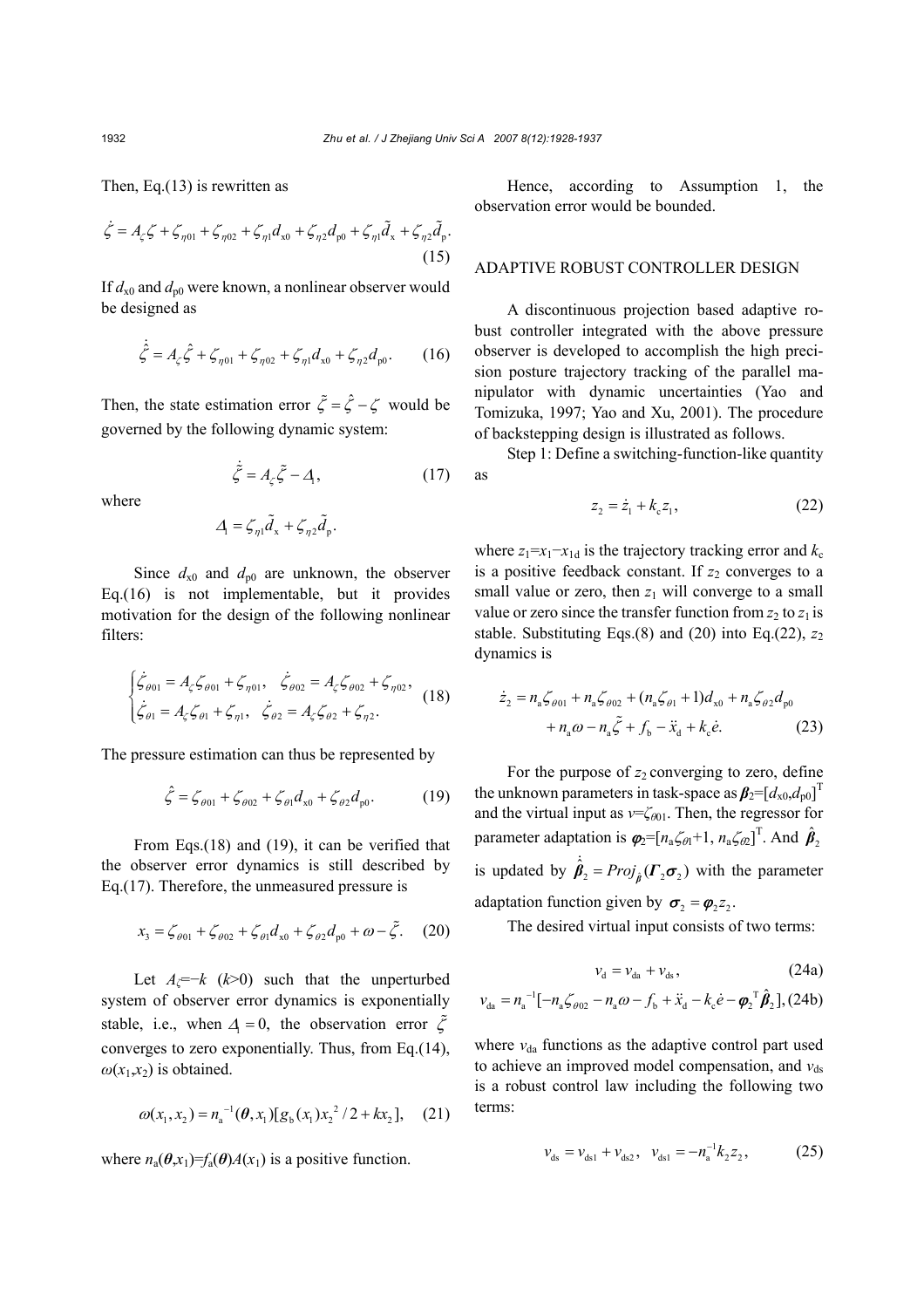Then, Eq.(13) is rewritten as

$$\dot{\zeta} = A_\zeta \zeta + \zeta_{\eta 01} + \zeta_{\eta 02} + \zeta_{\eta 1} d_{x0} + \zeta_{\eta 2} d_{p0} + \zeta_{\eta 1} \tilde{d}_x + \zeta_{\eta 2} \tilde{d}_p. \tag{15}$$

If $d_{x0}$ and $d_{p0}$ were known, a nonlinear observer would be designed as

$$\dot{\hat{\zeta}} = A_\zeta \hat{\zeta} + \zeta_{\eta 01} + \zeta_{\eta 02} + \zeta_{\eta 1} d_{x0} + \zeta_{\eta 2} d_{p0}. \tag{16}$$

Then, the state estimation error $\tilde{\zeta} = \hat{\zeta} - \zeta$ would be governed by the following dynamic system:

$$\dot{\tilde{\zeta}} = A_\zeta \tilde{\zeta} - \Delta_1, \tag{17}$$

where

$$\Delta_1 = \zeta_{\eta 1} \tilde{d}_x + \zeta_{\eta 2} \tilde{d}_p.$$

Since $d_{x0}$ and $d_{p0}$ are unknown, the observer Eq.(16) is not implementable, but it provides motivation for the design of the following nonlinear filters:

$$\begin{cases} \dot{\zeta}_{\theta 01} = A_\zeta \zeta_{\theta 01} + \zeta_{\eta 01}, & \dot{\zeta}_{\theta 02} = A_\zeta \zeta_{\theta 02} + \zeta_{\eta 02}, \\ \dot{\zeta}_{\theta 1} = A_\zeta \zeta_{\theta 1} + \zeta_{\eta 1}, & \dot{\zeta}_{\theta 2} = A_\zeta \zeta_{\theta 2} + \zeta_{\eta 2}. \end{cases} \tag{18}$$

The pressure estimation can thus be represented by

$$\hat{\zeta} = \zeta_{\theta 01} + \zeta_{\theta 02} + \zeta_{\theta 1} d_{x0} + \zeta_{\theta 2} d_{p0}. \tag{19}$$

From Eqs.(18) and (19), it can be verified that the observer error dynamics is still described by Eq.(17). Therefore, the unmeasured pressure is

$$x_3 = \zeta_{\theta 01} + \zeta_{\theta 02} + \zeta_{\theta 1} d_{x0} + \zeta_{\theta 2} d_{p0} + \omega - \tilde{\zeta}. \tag{20}$$

Let $A_\zeta = -k$ ($k>0$) such that the unperturbed system of observer error dynamics is exponentially stable, i.e., when $\Delta_1 = 0$, the observation error $\tilde{\zeta}$ converges to zero exponentially. Thus, from Eq.(14), $\omega(x_1, x_2)$ is obtained.

$$\omega(x_1, x_2) = n_a^{-1}(\boldsymbol{\theta}, x_1)[g_b(x_1) x_2^2 / 2 + k x_2], \tag{21}$$

where $n_a(\boldsymbol{\theta}, x_1) = f_a(\boldsymbol{\theta}) A(x_1)$ is a positive function.

Hence, according to Assumption 1, the observation error would be bounded.

## ADAPTIVE ROBUST CONTROLLER DESIGN

A discontinuous projection based adaptive robust controller integrated with the above pressure observer is developed to accomplish the high precision posture trajectory tracking of the parallel manipulator with dynamic uncertainties (Yao and Tomizuka, 1997; Yao and Xu, 2001). The procedure of backstepping design is illustrated as follows.

Step 1: Define a switching-function-like quantity as

$$z_2 = \dot{z}_1 + k_c z_1, \tag{22}$$

where $z_1 = x_1 - x_{1d}$ is the trajectory tracking error and $k_c$ is a positive feedback constant. If $z_2$ converges to a small value or zero, then $z_1$ will converge to a small value or zero since the transfer function from $z_2$ to $z_1$ is stable. Substituting Eqs.(8) and (20) into Eq.(22), $z_2$ dynamics is

$$\dot{z}_2 = n_a \zeta_{\theta 01} + n_a \zeta_{\theta 02} + (n_a \zeta_{\theta 1} + 1) d_{x0} + n_a \zeta_{\theta 2} d_{p0} + n_a \omega - n_a \tilde{\zeta} + f_b - \ddot{x}_d + k_c \dot{e}. \tag{23}$$

For the purpose of $z_2$ converging to zero, define the unknown parameters in task-space as $\boldsymbol{\beta}_2 = [d_{x0}, d_{p0}]^T$ and the virtual input as $v = \zeta_{\theta 01}$. Then, the regressor for parameter adaptation is $\boldsymbol{\varphi}_2 = [n_a \zeta_{\theta 1} + 1, n_a \zeta_{\theta 2}]^T$. And $\hat{\boldsymbol{\beta}}_2$ is updated by $\dot{\hat{\boldsymbol{\beta}}}_2 = Proj_{\hat{\boldsymbol{\beta}}}(\boldsymbol{\Gamma}_2 \boldsymbol{\sigma}_2)$ with the parameter adaptation function given by $\boldsymbol{\sigma}_2 = \boldsymbol{\varphi}_2 z_2$.

The desired virtual input consists of two terms:

$$v_d = v_{da} + v_{ds}, \tag{24a}$$

$$v_{da} = n_a^{-1}[-n_a \zeta_{\theta 02} - n_a \omega - f_b + \ddot{x}_d - k_c \dot{e} - \boldsymbol{\varphi}_2^T \hat{\boldsymbol{\beta}}_2], \tag{24b}$$

where $v_{da}$ functions as the adaptive control part used to achieve an improved model compensation, and $v_{ds}$ is a robust control law including the following two terms:

$$v_{ds} = v_{ds1} + v_{ds2}, \quad v_{ds1} = -n_a^{-1} k_2 z_2, \tag{25}$$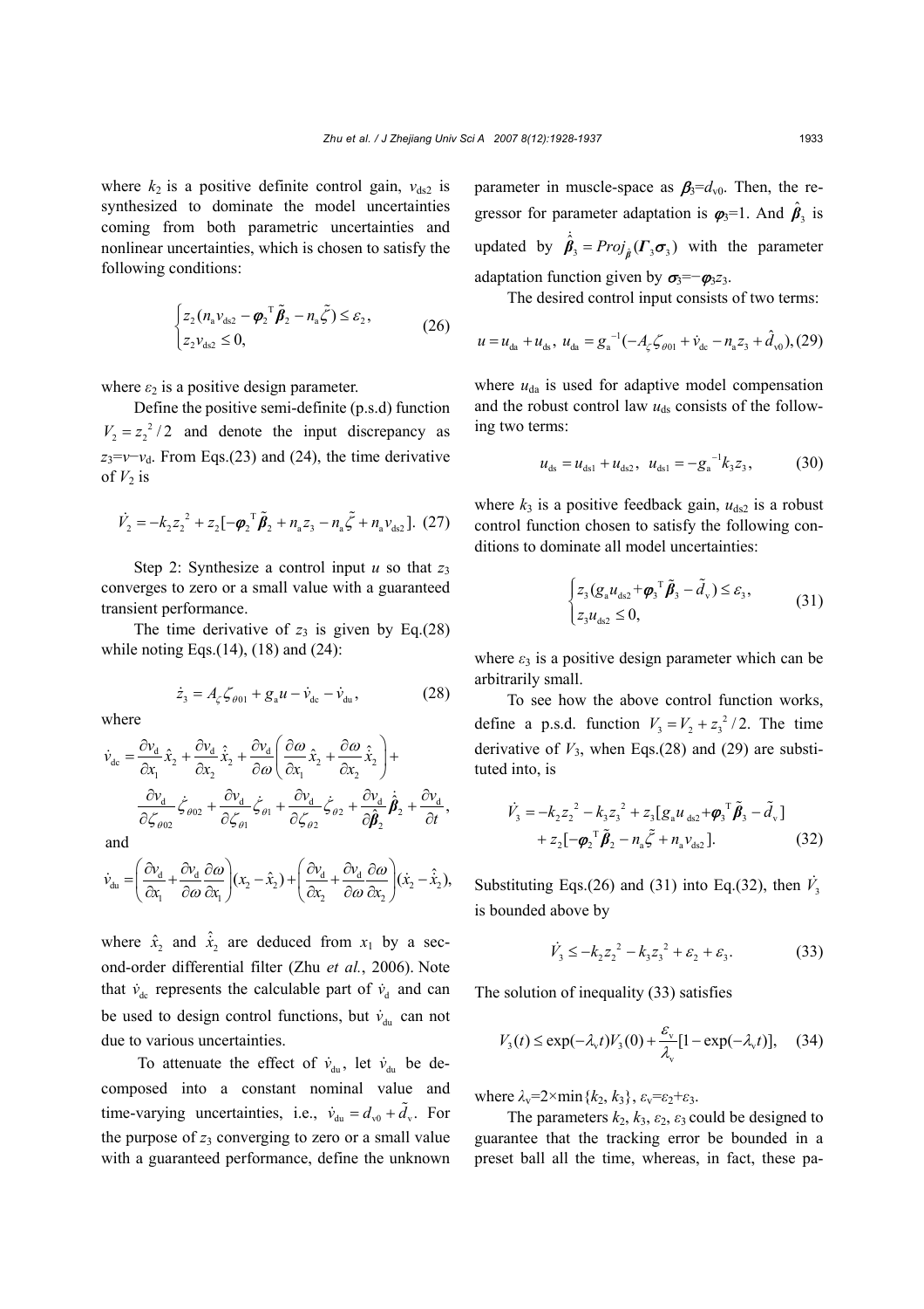where $k_2$ is a positive definite control gain, $v_{ds2}$ is synthesized to dominate the model uncertainties coming from both parametric uncertainties and nonlinear uncertainties, which is chosen to satisfy the following conditions:

$$\begin{cases} z_2(n_a v_{ds2} - \boldsymbol{\varphi}_2^{\mathrm{T}}\tilde{\boldsymbol{\beta}}_2 - n_a\tilde{\zeta}) \le \varepsilon_2, \\ z_2 v_{ds2} \le 0, \end{cases} \tag{26}$$

where $\varepsilon_2$ is a positive design parameter.

Define the positive semi-definite (p.s.d) function $V_2 = z_2^2/2$ and denote the input discrepancy as $z_3 = v - v_d$. From Eqs.(23) and (24), the time derivative of $V_2$ is

$$\dot{V}_2 = -k_2 z_2^2 + z_2[-\boldsymbol{\varphi}_2^{\mathrm{T}}\tilde{\boldsymbol{\beta}}_2 + n_a z_3 - n_a\tilde{\zeta} + n_a v_{ds2}]. \tag{27}$$

Step 2: Synthesize a control input $u$ so that $z_3$ converges to zero or a small value with a guaranteed transient performance.

The time derivative of $z_3$ is given by Eq.(28) while noting Eqs.(14), (18) and (24):

$$\dot{z}_3 = A_\zeta \zeta_{\theta 01} + g_a u - \dot{v}_{dc} - \dot{v}_{du}, \tag{28}$$

where

$$\dot{v}_{dc} = \frac{\partial v_d}{\partial x_1}\hat{x}_2 + \frac{\partial v_d}{\partial x_2}\dot{\hat{x}}_2 + \frac{\partial v_d}{\partial \omega}\left(\frac{\partial \omega}{\partial x_1}\hat{x}_2 + \frac{\partial \omega}{\partial x_2}\dot{\hat{x}}_2\right) + \frac{\partial v_d}{\partial \zeta_{\theta 02}}\dot{\zeta}_{\theta 02} + \frac{\partial v_d}{\partial \zeta_{\theta 1}}\dot{\zeta}_{\theta 1} + \frac{\partial v_d}{\partial \zeta_{\theta 2}}\dot{\zeta}_{\theta 2} + \frac{\partial v_d}{\partial \hat{\boldsymbol{\beta}}_2}\dot{\hat{\boldsymbol{\beta}}}_2 + \frac{\partial v_d}{\partial t},$$

and

$$\dot{v}_{du} = \left(\frac{\partial v_d}{\partial x_1} + \frac{\partial v_d}{\partial \omega}\frac{\partial \omega}{\partial x_1}\right)(x_2 - \hat{x}_2) + \left(\frac{\partial v_d}{\partial x_2} + \frac{\partial v_d}{\partial \omega}\frac{\partial \omega}{\partial x_2}\right)(\dot{x}_2 - \dot{\hat{x}}_2),$$

where $\hat{x}_2$ and $\dot{\hat{x}}_2$ are deduced from $x_1$ by a second-order differential filter (Zhu *et al.*, 2006). Note that $\dot{v}_{dc}$ represents the calculable part of $\dot{v}_d$ and can be used to design control functions, but $\dot{v}_{du}$ can not due to various uncertainties.

To attenuate the effect of $\dot{v}_{du}$, let $\dot{v}_{du}$ be decomposed into a constant nominal value and time-varying uncertainties, i.e., $\dot{v}_{du} = d_{v0} + \tilde{d}_v$. For the purpose of $z_3$ converging to zero or a small value with a guaranteed performance, define the unknown parameter in muscle-space as $\boldsymbol{\beta}_3 = d_{v0}$. Then, the regressor for parameter adaptation is $\boldsymbol{\varphi}_3 = 1$. And $\hat{\boldsymbol{\beta}}_3$ is updated by $\dot{\hat{\boldsymbol{\beta}}}_3 = Proj_{\hat{\boldsymbol{\beta}}}(\boldsymbol{\Gamma}_3\boldsymbol{\sigma}_3)$ with the parameter adaptation function given by $\boldsymbol{\sigma}_3 = -\boldsymbol{\varphi}_3 z_3$.

The desired control input consists of two terms:

$$u = u_{da} + u_{ds},\ u_{da} = g_a^{-1}(-A_\zeta \zeta_{\theta 01} + \dot{v}_{dc} - n_a z_3 + \hat{d}_{v0}), \tag{29}$$

where $u_{da}$ is used for adaptive model compensation and the robust control law $u_{ds}$ consists of the following two terms:

$$u_{ds} = u_{ds1} + u_{ds2},\ \ u_{ds1} = -g_a^{-1}k_3 z_3, \tag{30}$$

where $k_3$ is a positive feedback gain, $u_{ds2}$ is a robust control function chosen to satisfy the following conditions to dominate all model uncertainties:

$$\begin{cases} z_3(g_a u_{ds2} + \boldsymbol{\varphi}_3^{\mathrm{T}}\tilde{\boldsymbol{\beta}}_3 - \tilde{d}_v) \le \varepsilon_3, \\ z_3 u_{ds2} \le 0, \end{cases} \tag{31}$$

where $\varepsilon_3$ is a positive design parameter which can be arbitrarily small.

To see how the above control function works, define a p.s.d. function $V_3 = V_2 + z_3^2/2$. The time derivative of $V_3$, when Eqs.(28) and (29) are substituted into, is

$$\dot{V}_3 = -k_2 z_2^2 - k_3 z_3^2 + z_3[g_a u_{ds2} + \boldsymbol{\varphi}_3^{\mathrm{T}}\tilde{\boldsymbol{\beta}}_3 - \tilde{d}_v] + z_2[-\boldsymbol{\varphi}_2^{\mathrm{T}}\tilde{\boldsymbol{\beta}}_2 - n_a\tilde{\zeta} + n_a v_{ds2}]. \tag{32}$$

Substituting Eqs.(26) and (31) into Eq.(32), then $\dot{V}_3$ is bounded above by

$$\dot{V}_3 \le -k_2 z_2^2 - k_3 z_3^2 + \varepsilon_2 + \varepsilon_3. \tag{33}$$

The solution of inequality (33) satisfies

$$V_3(t) \le \exp(-\lambda_v t)V_3(0) + \frac{\varepsilon_v}{\lambda_v}[1 - \exp(-\lambda_v t)], \tag{34}$$

where $\lambda_v = 2\times\min\{k_2, k_3\}$, $\varepsilon_v = \varepsilon_2 + \varepsilon_3$.

The parameters $k_2$, $k_3$, $\varepsilon_2$, $\varepsilon_3$ could be designed to guarantee that the tracking error be bounded in a preset ball all the time, whereas, in fact, these pa-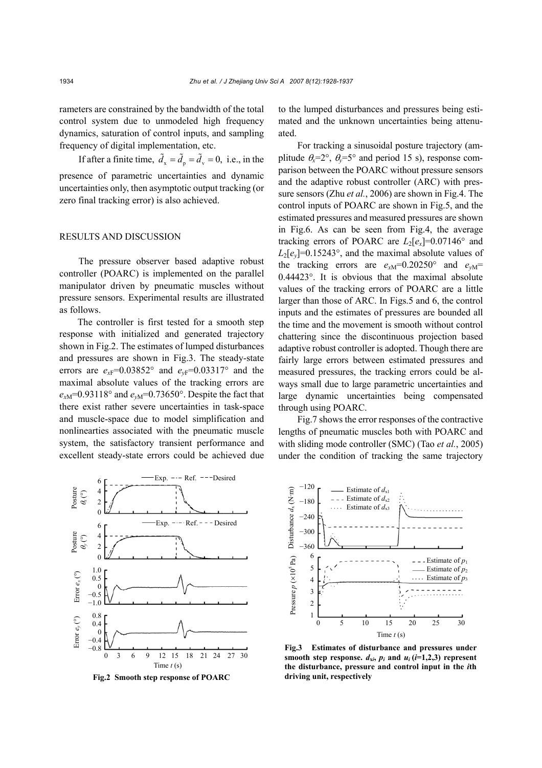rameters are constrained by the bandwidth of the total control system due to unmodeled high frequency dynamics, saturation of control inputs, and sampling frequency of digital implementation, etc.

If after a finite time, $\tilde{d}_x = \tilde{d}_p = \tilde{d}_v = 0$, i.e., in the presence of parametric uncertainties and dynamic uncertainties only, then asymptotic output tracking (or zero final tracking error) is also achieved.

## RESULTS AND DISCUSSION

The pressure observer based adaptive robust controller (POARC) is implemented on the parallel manipulator driven by pneumatic muscles without pressure sensors. Experimental results are illustrated as follows.

The controller is first tested for a smooth step response with initialized and generated trajectory shown in Fig.2. The estimates of lumped disturbances and pressures are shown in Fig.3. The steady-state errors are $e_{xF}$=0.03852° and $e_{yF}$=0.03317° and the maximal absolute values of the tracking errors are $e_{xM}$=0.93118° and $e_{yM}$=0.73650°. Despite the fact that there exist rather severe uncertainties in task-space and muscle-space due to model simplification and nonlinearties associated with the pneumatic muscle system, the satisfactory transient performance and excellent steady-state errors could be achieved due to the lumped disturbances and pressures being estimated and the unknown uncertainties being attenuated.

For tracking a sinusoidal posture trajectory (amplitude $\theta_x$=2°, $\theta_y$=5° and period 15 s), response comparison between the POARC without pressure sensors and the adaptive robust controller (ARC) with pressure sensors (Zhu *et al.*, 2006) are shown in Fig.4. The control inputs of POARC are shown in Fig.5, and the estimated pressures and measured pressures are shown in Fig.6. As can be seen from Fig.4, the average tracking errors of POARC are $L_2[e_x]$=0.07146° and $L_2[e_y]$=0.15243°, and the maximal absolute values of the tracking errors are $e_{xM}$=0.20250° and $e_{yM}$= 0.44423°. It is obvious that the maximal absolute values of the tracking errors of POARC are a little larger than those of ARC. In Figs.5 and 6, the control inputs and the estimates of pressures are bounded all the time and the movement is smooth without control chattering since the discontinuous projection based adaptive robust controller is adopted. Though there are fairly large errors between estimated pressures and measured pressures, the tracking errors could be always small due to large parametric uncertainties and large dynamic uncertainties being compensated through using POARC.

Fig.7 shows the error responses of the contractive lengths of pneumatic muscles both with POARC and with sliding mode controller (SMC) (Tao *et al.*, 2005) under the condition of tracking the same trajectory

**Fig.2 Smooth step response of POARC**

**Fig.3 Estimates of disturbance and pressures under smooth step response. $d_{xi}$, $p_i$ and $u_i$ ($i$=1,2,3) represent the disturbance, pressure and control input in the $i$th driving unit, respectively**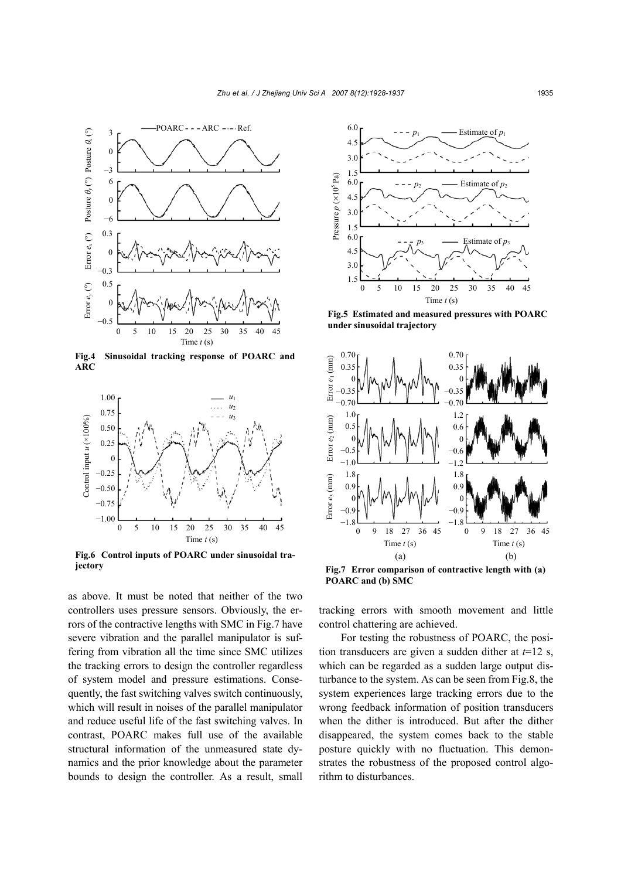Fig.4 Sinusoidal tracking response of POARC and ARC

Fig.5 Estimated and measured pressures with POARC under sinusoidal trajectory

Fig.6 Control inputs of POARC under sinusoidal trajectory

Fig.7 Error comparison of contractive length with (a) POARC and (b) SMC

as above. It must be noted that neither of the two controllers uses pressure sensors. Obviously, the errors of the contractive lengths with SMC in Fig.7 have severe vibration and the parallel manipulator is suffering from vibration all the time since SMC utilizes the tracking errors to design the controller regardless of system model and pressure estimations. Consequently, the fast switching valves switch continuously, which will result in noises of the parallel manipulator and reduce useful life of the fast switching valves. In contrast, POARC makes full use of the available structural information of the unmeasured state dynamics and the prior knowledge about the parameter bounds to design the controller. As a result, small tracking errors with smooth movement and little control chattering are achieved.

For testing the robustness of POARC, the position transducers are given a sudden dither at $t$=12 s, which can be regarded as a sudden large output disturbance to the system. As can be seen from Fig.8, the system experiences large tracking errors due to the wrong feedback information of position transducers when the dither is introduced. But after the dither disappeared, the system comes back to the stable posture quickly with no fluctuation. This demonstrates the robustness of the proposed control algorithm to disturbances.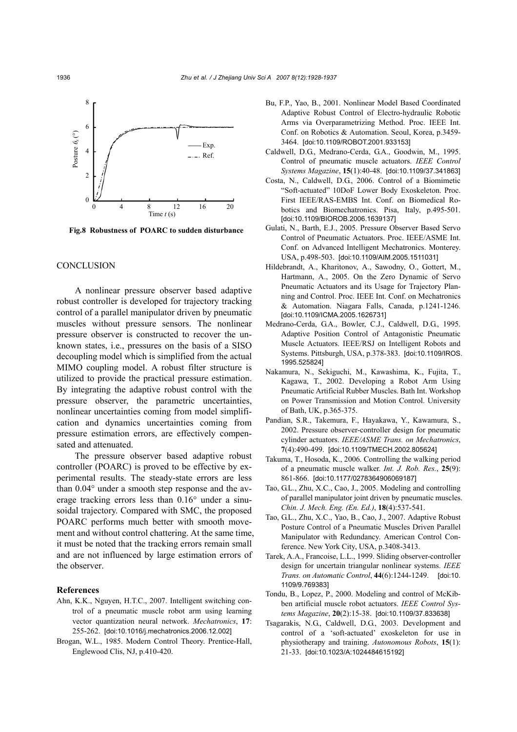Fig.8 Robustness of POARC to sudden disturbance

## CONCLUSION

A nonlinear pressure observer based adaptive robust controller is developed for trajectory tracking control of a parallel manipulator driven by pneumatic muscles without pressure sensors. The nonlinear pressure observer is constructed to recover the unknown states, i.e., pressures on the basis of a SISO decoupling model which is simplified from the actual MIMO coupling model. A robust filter structure is utilized to provide the practical pressure estimation. By integrating the adaptive robust control with the pressure observer, the parametric uncertainties, nonlinear uncertainties coming from model simplification and dynamics uncertainties coming from pressure estimation errors, are effectively compensated and attenuated.

The pressure observer based adaptive robust controller (POARC) is proved to be effective by experimental results. The steady-state errors are less than 0.04° under a smooth step response and the average tracking errors less than 0.16° under a sinusoidal trajectory. Compared with SMC, the proposed POARC performs much better with smooth movement and without control chattering. At the same time, it must be noted that the tracking errors remain small and are not influenced by large estimation errors of the observer.

### References

Ahn, K.K., Nguyen, H.T.C., 2007. Intelligent switching control of a pneumatic muscle robot arm using learning vector quantization neural network. *Mechatronics*, **17**: 255-262. [doi:10.1016/j.mechatronics.2006.12.002]

Brogan, W.L., 1985. Modern Control Theory. Prentice-Hall, Englewood Clis, NJ, p.410-420.

Bu, F.P., Yao, B., 2001. Nonlinear Model Based Coordinated Adaptive Robust Control of Electro-hydraulic Robotic Arms via Overparametrizing Method. Proc. IEEE Int. Conf. on Robotics & Automation. Seoul, Korea, p.3459-3464. [doi:10.1109/ROBOT.2001.933153]

Caldwell, D.G., Medrano-Cerda, G.A., Goodwin, M., 1995. Control of pneumatic muscle actuators. *IEEE Control Systems Magazine*, **15**(1):40-48. [doi:10.1109/37.341863]

Costa, N., Caldwell, D.G., 2006. Control of a Biomimetic "Soft-actuated" 10DoF Lower Body Exoskeleton. Proc. First IEEE/RAS-EMBS Int. Conf. on Biomedical Robotics and Biomechatronics. Pisa, Italy, p.495-501. [doi:10.1109/BIOROB.2006.1639137]

Gulati, N., Barth, E.J., 2005. Pressure Observer Based Servo Control of Pneumatic Actuators. Proc. IEEE/ASME Int. Conf. on Advanced Intelligent Mechatronics. Monterey. USA, p.498-503. [doi:10.1109/AIM.2005.1511031]

Hildebrandt, A., Kharitonov, A., Sawodny, O., Gottert, M., Hartmann, A., 2005. On the Zero Dynamic of Servo Pneumatic Actuators and its Usage for Trajectory Planning and Control. Proc. IEEE Int. Conf. on Mechatronics & Automation. Niagara Falls, Canada, p.1241-1246. [doi:10.1109/ICMA.2005.1626731]

Medrano-Cerda, G.A., Bowler, C.J., Caldwell, D.G., 1995. Adaptive Position Control of Antagonistic Pneumatic Muscle Actuators. IEEE/RSJ on Intelligent Robots and Systems. Pittsburgh, USA, p.378-383. [doi:10.1109/IROS.1995.525824]

Nakamura, N., Sekiguchi, M., Kawashima, K., Fujita, T., Kagawa, T., 2002. Developing a Robot Arm Using Pneumatic Artificial Rubber Muscles. Bath Int. Workshop on Power Transmission and Motion Control. University of Bath, UK, p.365-375.

Pandian, S.R., Takemura, F., Hayakawa, Y., Kawamura, S., 2002. Pressure observer-controller design for pneumatic cylinder actuators. *IEEE/ASME Trans. on Mechatronics*, **7**(4):490-499. [doi:10.1109/TMECH.2002.805624]

Takuma, T., Hosoda, K., 2006. Controlling the walking period of a pneumatic muscle walker. *Int. J. Rob. Res.*, **25**(9): 861-866. [doi:10.1177/0278364906069187]

Tao, G.L., Zhu, X.C., Cao, J., 2005. Modeling and controlling of parallel manipulator joint driven by pneumatic muscles. *Chin. J. Mech. Eng. (En. Ed.)*, **18**(4):537-541.

Tao, G.L., Zhu, X.C., Yao, B., Cao, J., 2007. Adaptive Robust Posture Control of a Pneumatic Muscles Driven Parallel Manipulator with Redundancy. American Control Conference. New York City, USA, p.3408-3413.

Tarek, A.A., Francoise, L.L., 1999. Sliding observer-controller design for uncertain triangular nonlinear systems. *IEEE Trans. on Automatic Control*, **44**(6):1244-1249. [doi:10.1109/9.769383]

Tondu, B., Lopez, P., 2000. Modeling and control of McKibben artificial muscle robot actuators. *IEEE Control Systems Magazine*, **20**(2):15-38. [doi:10.1109/37.833638]

Tsagarakis, N.G., Caldwell, D.G., 2003. Development and control of a 'soft-actuated' exoskeleton for use in physiotherapy and training. *Autonomous Robots*, **15**(1): 21-33. [doi:10.1023/A:1024484615192]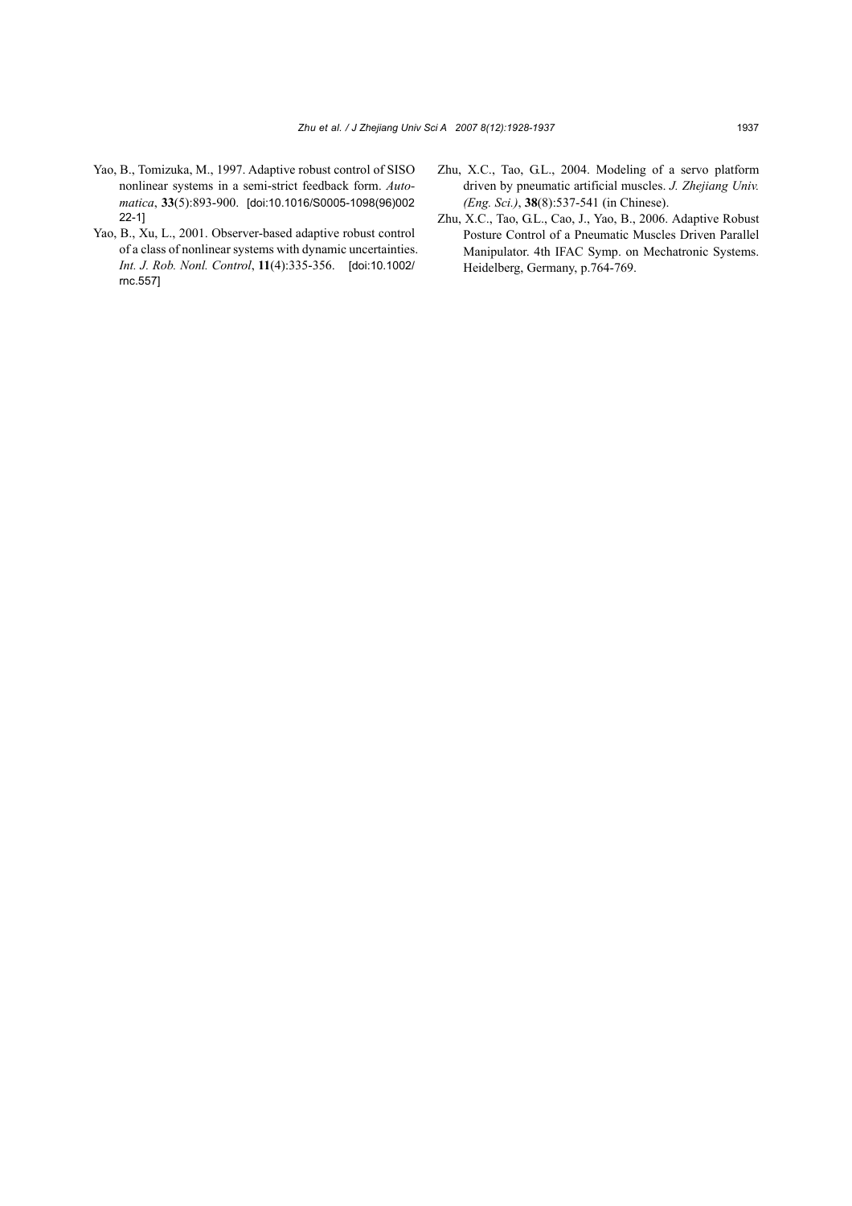Yao, B., Tomizuka, M., 1997. Adaptive robust control of SISO nonlinear systems in a semi-strict feedback form. *Automatica*, **33**(5):893-900. [doi:10.1016/S0005-1098(96)00222-1]

Yao, B., Xu, L., 2001. Observer-based adaptive robust control of a class of nonlinear systems with dynamic uncertainties. *Int. J. Rob. Nonl. Control*, **11**(4):335-356. [doi:10.1002/rnc.557]

Zhu, X.C., Tao, G.L., 2004. Modeling of a servo platform driven by pneumatic artificial muscles. *J. Zhejiang Univ. (Eng. Sci.)*, **38**(8):537-541 (in Chinese).

Zhu, X.C., Tao, G.L., Cao, J., Yao, B., 2006. Adaptive Robust Posture Control of a Pneumatic Muscles Driven Parallel Manipulator. 4th IFAC Symp. on Mechatronic Systems. Heidelberg, Germany, p.764-769.